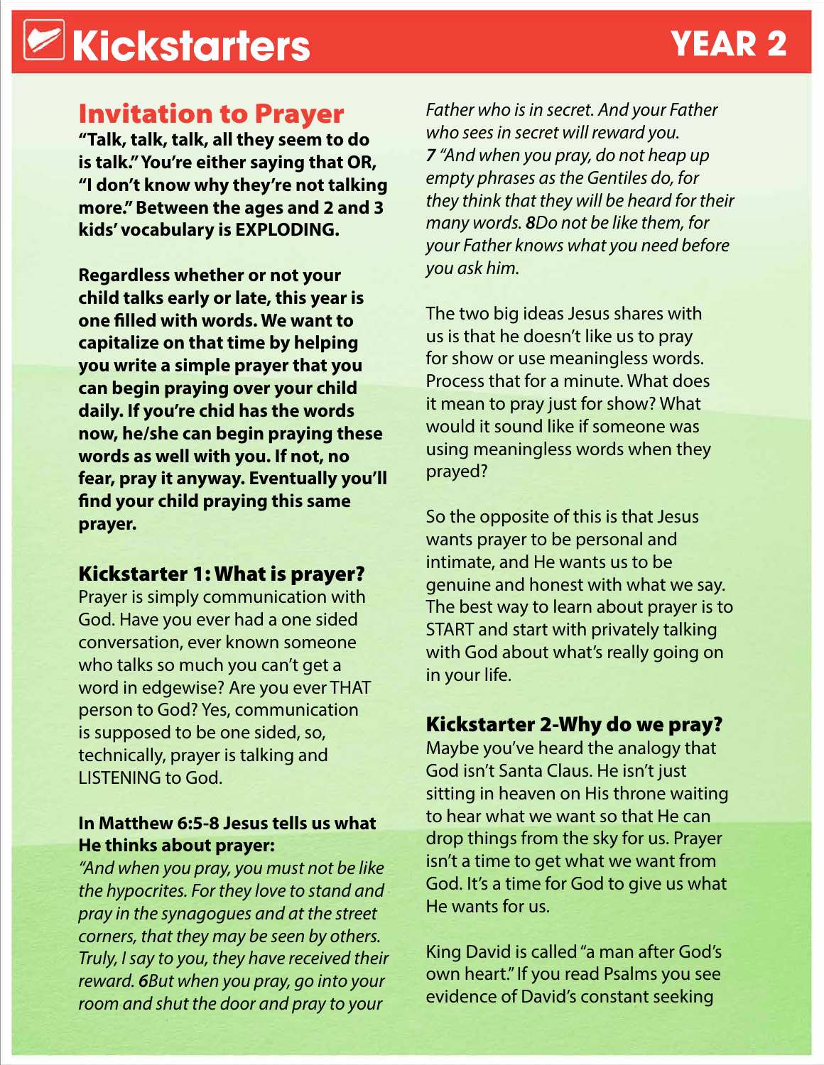# Kickstarters YEAR 2

## Invitation to Prayer

**"Talk, talk, talk, all they seem to do is talk." You're either saying that OR, "I don't know why they're not talking more." Between the ages and 2 and 3 kids' vocabulary is EXPLODING.**

**Regardless whether or not your child talks early or late, this year is one filled with words. We want to capitalize on that time by helping you write a simple prayer that you can begin praying over your child daily. If you're chid has the words now, he/she can begin praying these words as well with you. If not, no fear, pray it anyway. Eventually you'll find your child praying this same prayer.**

### Kickstarter 1: What is prayer?

Prayer is simply communication with God. Have you ever had a one sided conversation, ever known someone who talks so much you can't get a word in edgewise? Are you ever THAT person to God? Yes, communication is supposed to be one sided, so, technically, prayer is talking and LISTENING to God.

**In Matthew 6:5-8 Jesus tells us what He thinks about prayer:**

*"And when you pray, you must not be like the hypocrites. For they love to stand and pray in the synagogues and at the street corners, that they may be seen by others. Truly, I say to you, they have received their reward.* ***6****But when you pray, go into your room and shut the door and pray to your Father who is in secret. And your Father who sees in secret will reward you.* ***7*** *"And when you pray, do not heap up empty phrases as the Gentiles do, for they think that they will be heard for their many words.* ***8****Do not be like them, for your Father knows what you need before you ask him.*

The two big ideas Jesus shares with us is that he doesn't like us to pray for show or use meaningless words. Process that for a minute. What does it mean to pray just for show? What would it sound like if someone was using meaningless words when they prayed?

So the opposite of this is that Jesus wants prayer to be personal and intimate, and He wants us to be genuine and honest with what we say. The best way to learn about prayer is to START and start with privately talking with God about what's really going on in your life.

### Kickstarter 2-Why do we pray?

Maybe you've heard the analogy that God isn't Santa Claus. He isn't just sitting in heaven on His throne waiting to hear what we want so that He can drop things from the sky for us. Prayer isn't a time to get what we want from God. It's a time for God to give us what He wants for us.

King David is called "a man after God's own heart." If you read Psalms you see evidence of David's constant seeking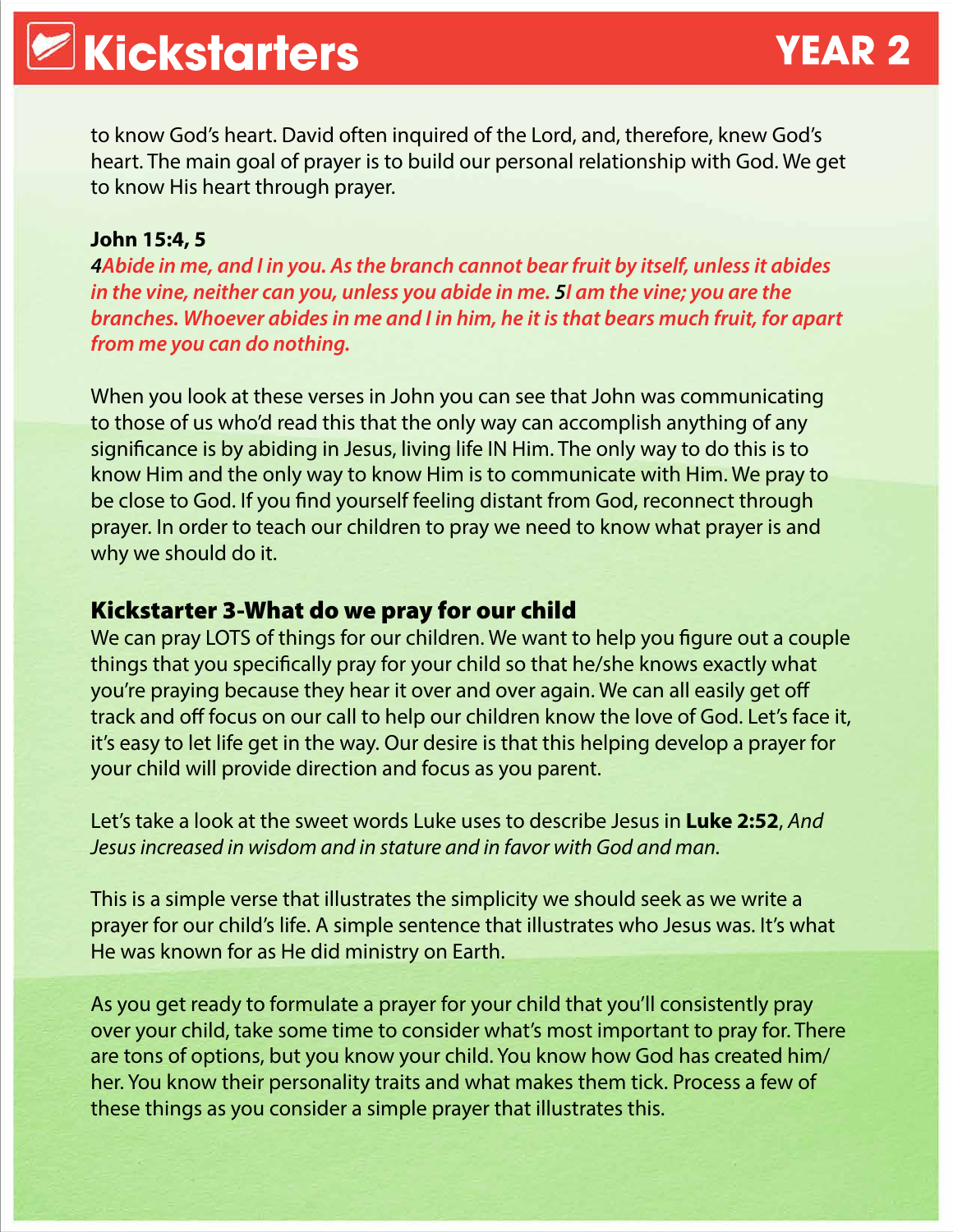to know God's heart. David often inquired of the Lord, and, therefore, knew God's heart. The main goal of prayer is to build our personal relationship with God. We get to know His heart through prayer.

**John 15:4, 5**

***4**Abide in me, and I in you. As the branch cannot bear fruit by itself, unless it abides in the vine, neither can you, unless you abide in me. **5**I am the vine; you are the branches. Whoever abides in me and I in him, he it is that bears much fruit, for apart from me you can do nothing.*

When you look at these verses in John you can see that John was communicating to those of us who'd read this that the only way can accomplish anything of any significance is by abiding in Jesus, living life IN Him. The only way to do this is to know Him and the only way to know Him is to communicate with Him. We pray to be close to God. If you find yourself feeling distant from God, reconnect through prayer. In order to teach our children to pray we need to know what prayer is and why we should do it.

## Kickstarter 3-What do we pray for our child

We can pray LOTS of things for our children. We want to help you figure out a couple things that you specifically pray for your child so that he/she knows exactly what you're praying because they hear it over and over again. We can all easily get off track and off focus on our call to help our children know the love of God. Let's face it, it's easy to let life get in the way. Our desire is that this helping develop a prayer for your child will provide direction and focus as you parent.

Let's take a look at the sweet words Luke uses to describe Jesus in **Luke 2:52**, *And Jesus increased in wisdom and in stature and in favor with God and man.*

This is a simple verse that illustrates the simplicity we should seek as we write a prayer for our child's life. A simple sentence that illustrates who Jesus was. It's what He was known for as He did ministry on Earth.

As you get ready to formulate a prayer for your child that you'll consistently pray over your child, take some time to consider what's most important to pray for. There are tons of options, but you know your child. You know how God has created him/her. You know their personality traits and what makes them tick. Process a few of these things as you consider a simple prayer that illustrates this.